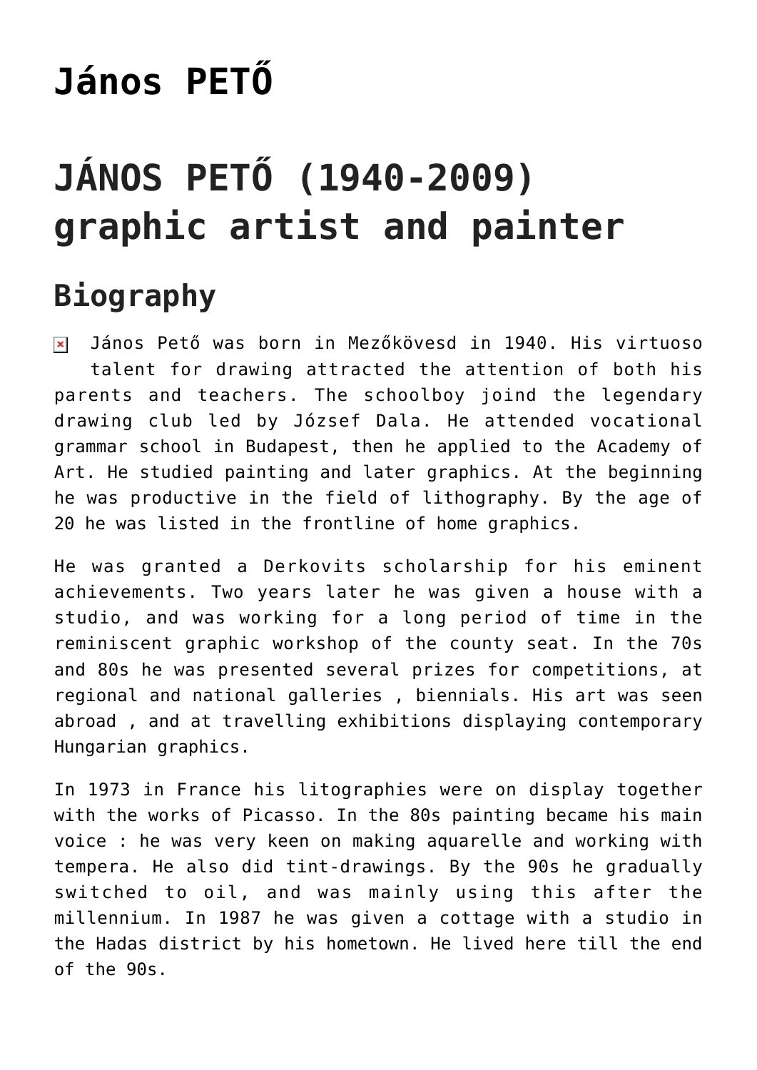# János PETŐ

# JÁNOS PETŐ (1940-2009) graphic artist and painter

## Biography

János Pető was born in Mezőkövesd in 1940. His virtuoso talent for drawing attracted the attention of both his parents and teachers. The schoolboy joind the legendary drawing club led by József Dala. He attended vocational grammar school in Budapest, then he applied to the Academy of Art. He studied painting and later graphics. At the beginning he was productive in the field of lithography. By the age of 20 he was listed in the frontline of home graphics.

He was granted a Derkovits scholarship for his eminent achievements. Two years later he was given a house with a studio, and was working for a long period of time in the reminiscent graphic workshop of the county seat. In the 70s and 80s he was presented several prizes for competitions, at regional and national galleries , biennials. His art was seen abroad , and at travelling exhibitions displaying contemporary Hungarian graphics.

In 1973 in France his litographies were on display together with the works of Picasso. In the 80s painting became his main voice : he was very keen on making aquarelle and working with tempera. He also did tint-drawings. By the 90s he gradually switched to oil, and was mainly using this after the millennium. In 1987 he was given a cottage with a studio in the Hadas district by his hometown. He lived here till the end of the 90s.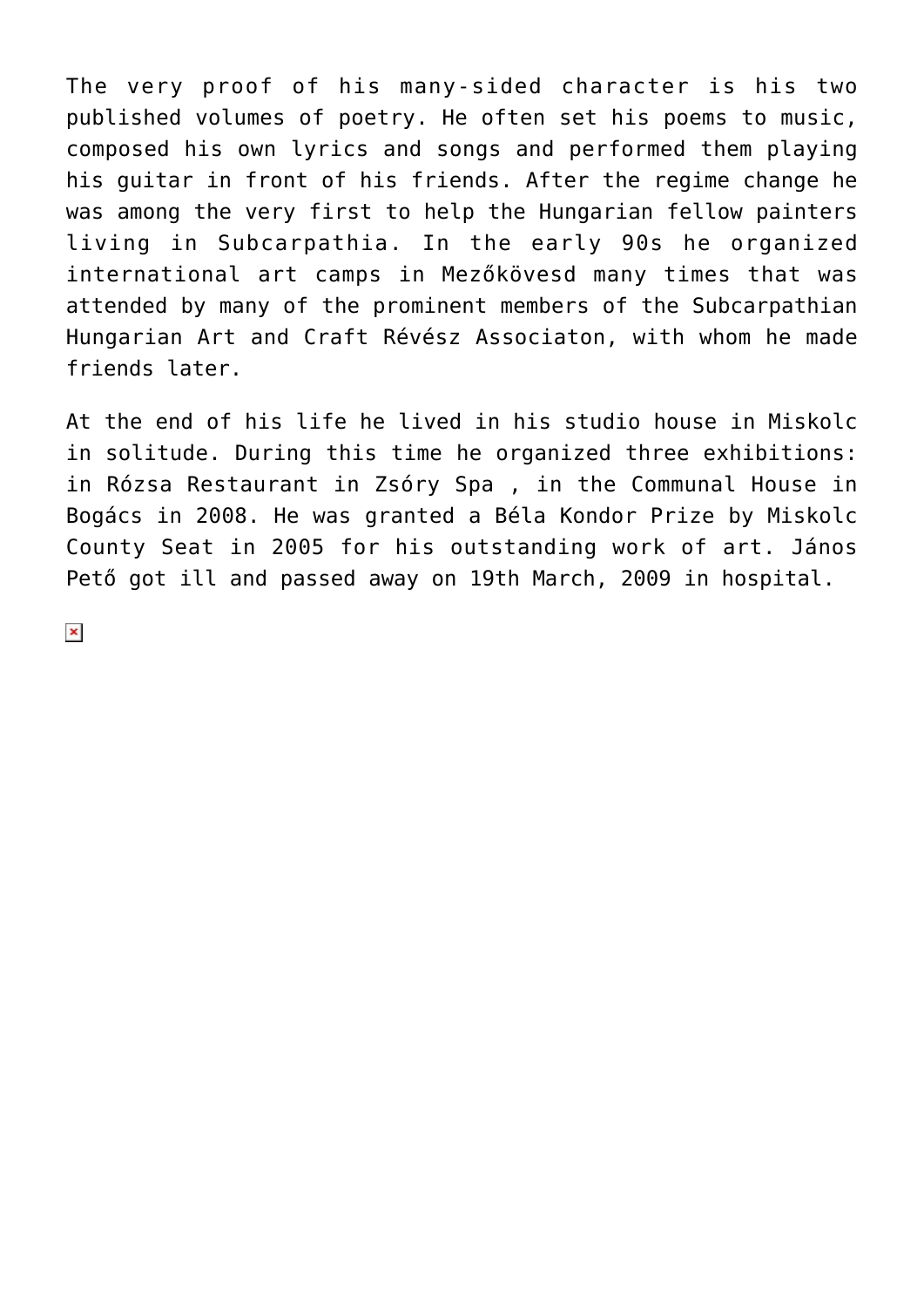The very proof of his many-sided character is his two published volumes of poetry. He often set his poems to music, composed his own lyrics and songs and performed them playing his guitar in front of his friends. After the regime change he was among the very first to help the Hungarian fellow painters living in Subcarpathia. In the early 90s he organized international art camps in Mezőkövesd many times that was attended by many of the prominent members of the Subcarpathian Hungarian Art and Craft Révész Associaton, with whom he made friends later.

At the end of his life he lived in his studio house in Miskolc in solitude. During this time he organized three exhibitions: in Rózsa Restaurant in Zsóry Spa , in the Communal House in Bogács in 2008. He was granted a Béla Kondor Prize by Miskolc County Seat in 2005 for his outstanding work of art. János Pető got ill and passed away on 19th March, 2009 in hospital.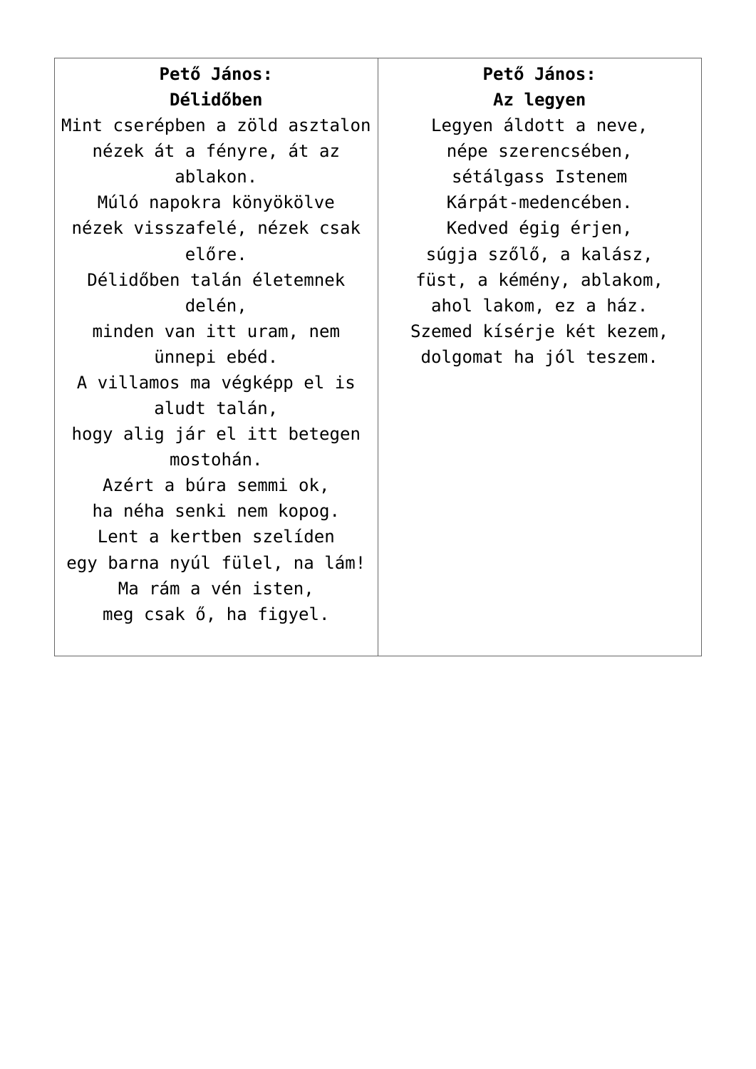**Pető János:**
**Délidőben**

Mint cserépben a zöld asztalon
nézek át a fényre, át az ablakon.
Múló napokra könyökölve
nézek visszafelé, nézek csak előre.
Délidőben talán életemnek delén,
minden van itt uram, nem ünnepi ebéd.
A villamos ma végképp el is aludt talán,
hogy alig jár el itt betegen mostohán.
Azért a búra semmi ok,
ha néha senki nem kopog.
Lent a kertben szelíden
egy barna nyúl fülel, na lám!
Ma rám a vén isten,
meg csak ő, ha figyel.

**Pető János:**
**Az legyen**

Legyen áldott a neve,
népe szerencsében,
sétálgass Istenem
Kárpát-medencében.
Kedved égig érjen,
súgja szőlő, a kalász,
füst, a kémény, ablakom,
ahol lakom, ez a ház.
Szemed kísérje két kezem,
dolgomat ha jól teszem.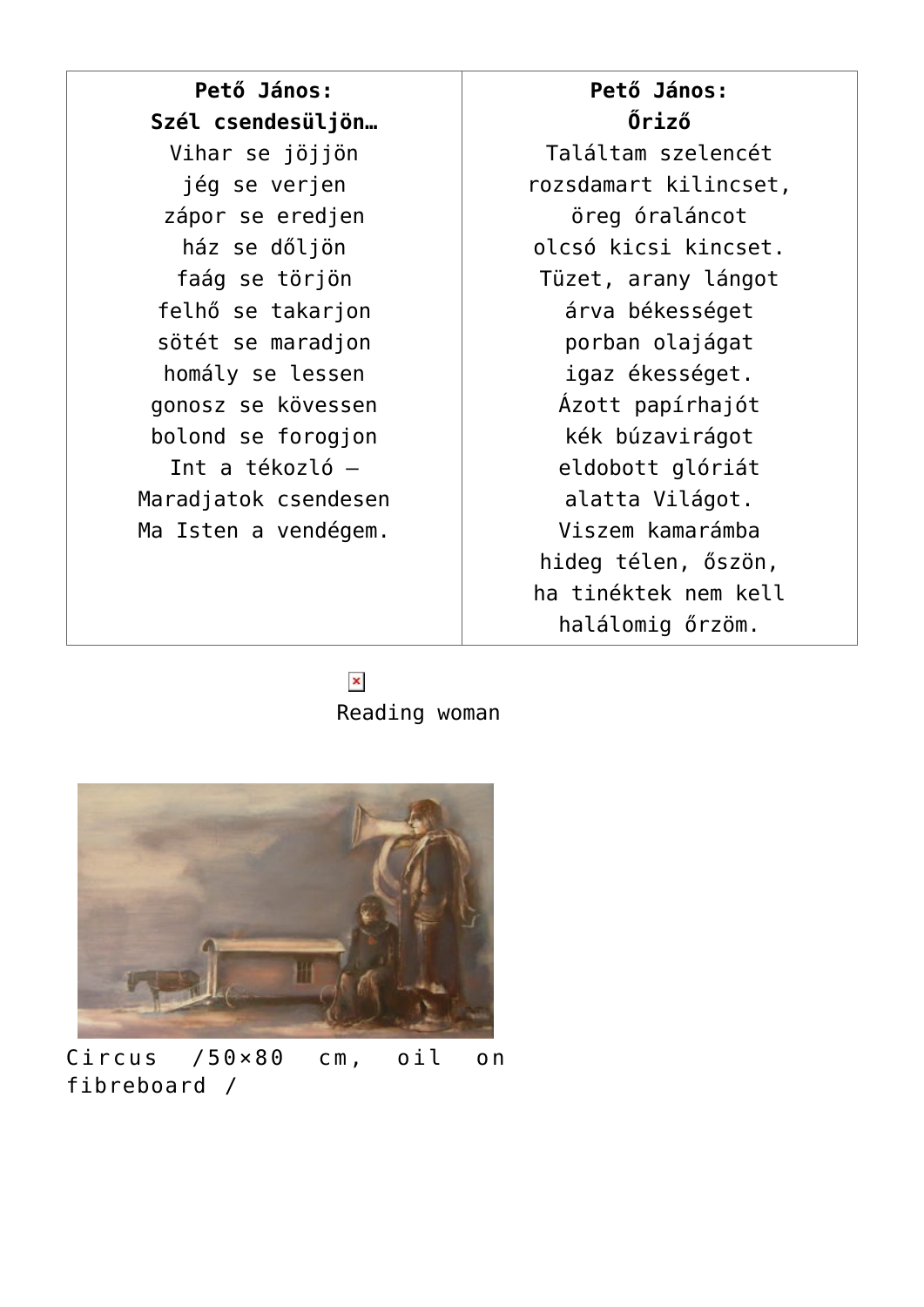| **Pető János:**<br>**Szél csendesüljön…**<br>Vihar se jöjjön<br>jég se verjen<br>zápor se eredjen<br>ház se dőljön<br>faág se törjön<br>felhő se takarjon<br>sötét se maradjon<br>homály se lessen<br>gonosz se kövessen<br>bolond se forogjon<br>Int a tékozló –<br>Maradjatok csendesen<br>Ma Isten a vendégem. | **Pető János:**<br>**Őriző**<br>Találtam szelencét<br>rozsdamart kilincset,<br>öreg óraláncot<br>olcsó kicsi kincset.<br>Tüzet, arany lángot<br>árva békességet<br>porban olajágat<br>igaz ékességet.<br>Ázott papírhajót<br>kék búzavirágot<br>eldobott glóriát<br>alatta Világot.<br>Viszem kamarámba<br>hideg télen, őszön,<br>ha tinéktek nem kell<br>halálomig őrzöm. |
|---|---|

Reading woman

Circus /50×80 cm, oil on fibreboard /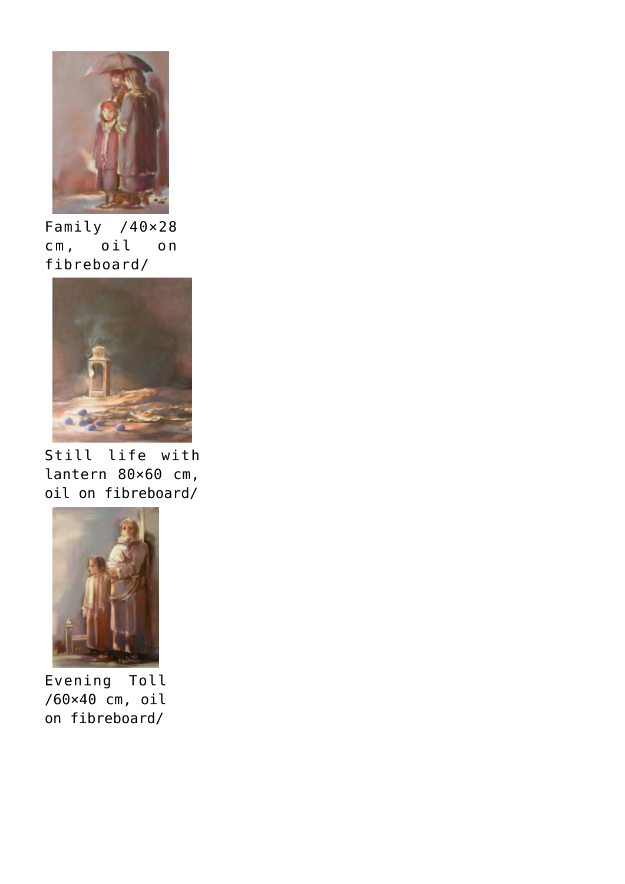Family /40×28 cm, oil on fibreboard/

Still life with lantern 80×60 cm, oil on fibreboard/

Evening Toll /60×40 cm, oil on fibreboard/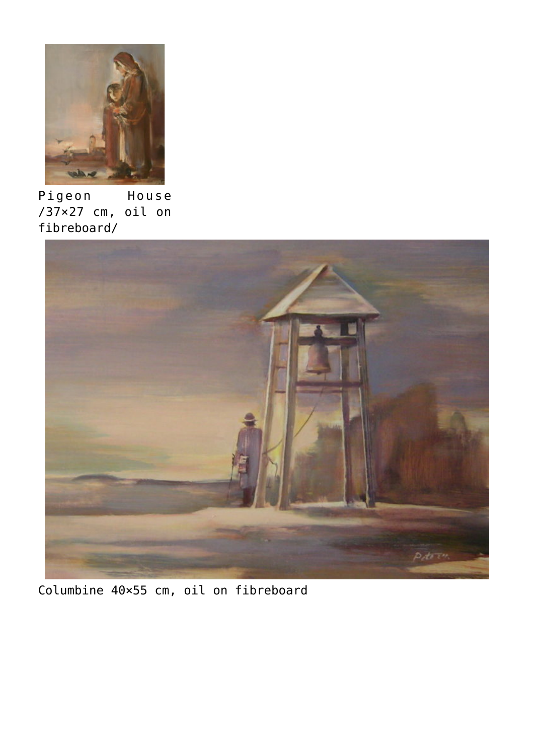Pigeon House /37×27 cm, oil on fibreboard/

Columbine 40×55 cm, oil on fibreboard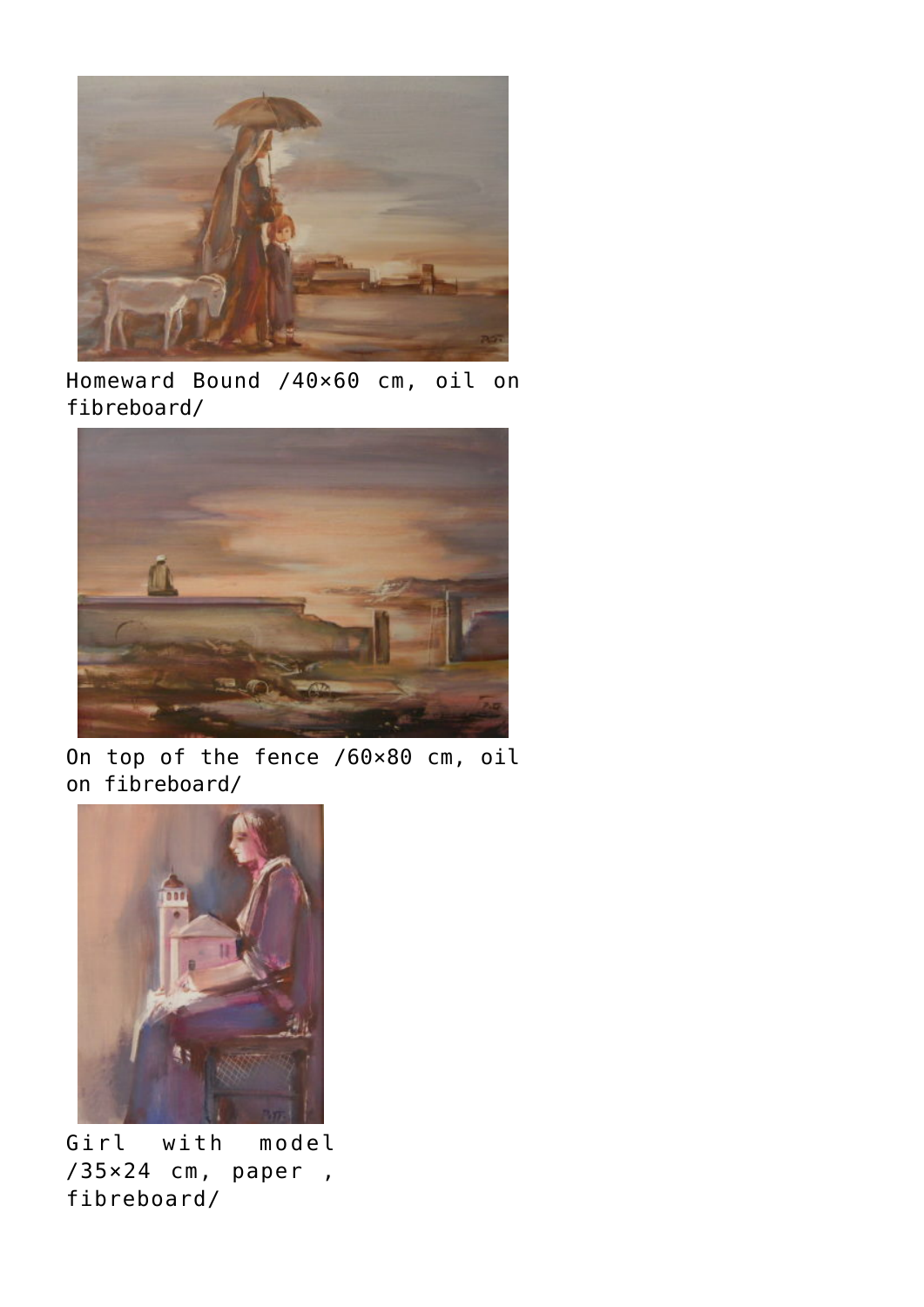Homeward Bound /40×60 cm, oil on fibreboard/

On top of the fence /60×80 cm, oil on fibreboard/

Girl with model /35×24 cm, paper , fibreboard/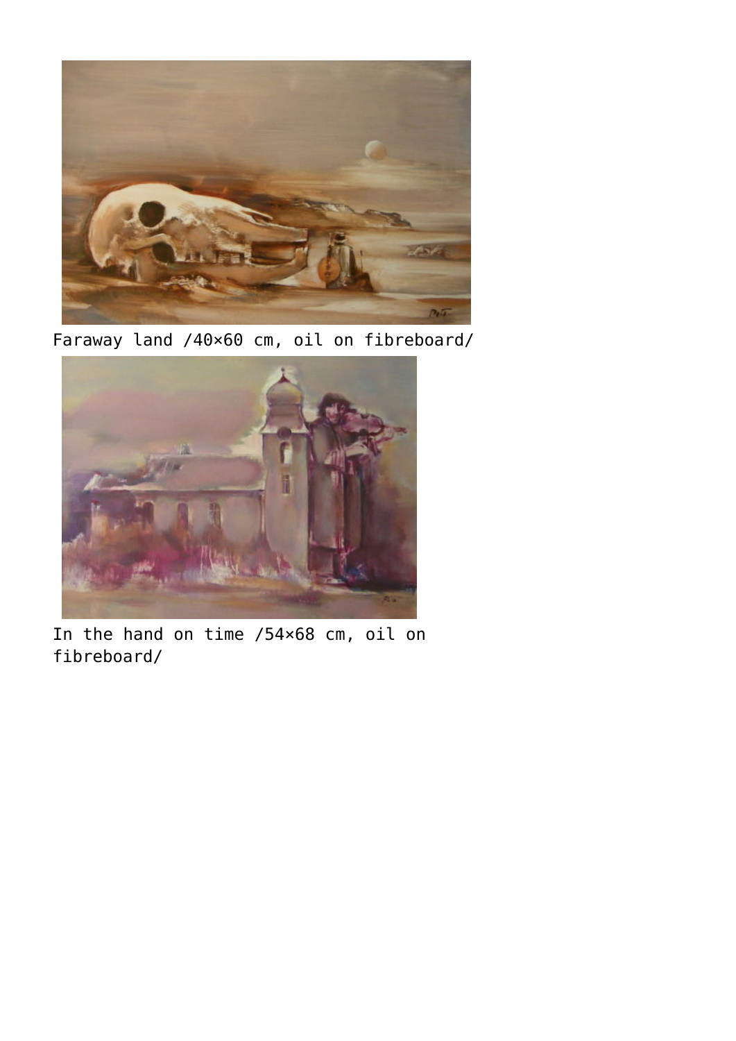Faraway land /40×60 cm, oil on fibreboard/

In the hand on time /54×68 cm, oil on fibreboard/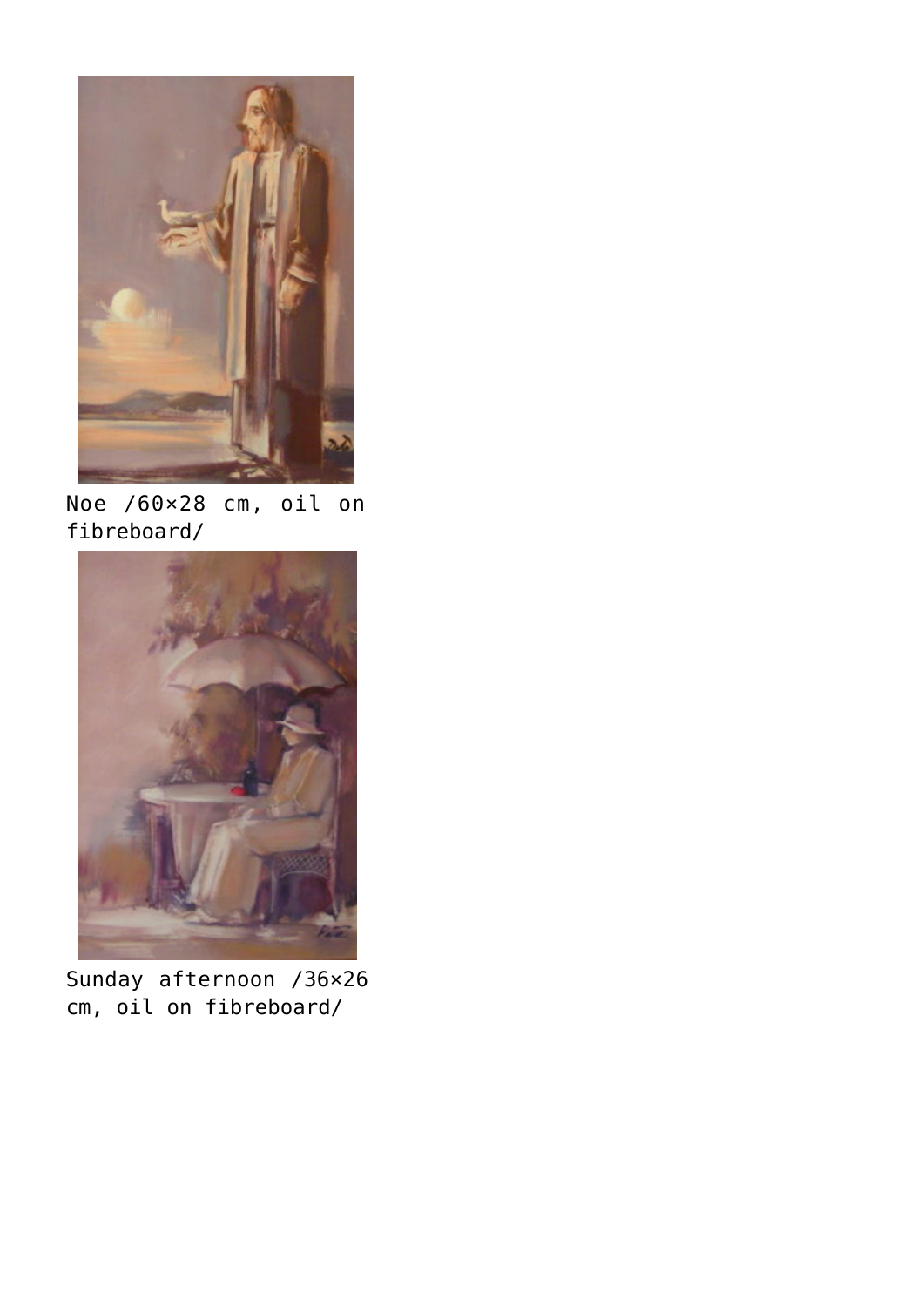Noe /60×28 cm, oil on fibreboard/

Sunday afternoon /36×26 cm, oil on fibreboard/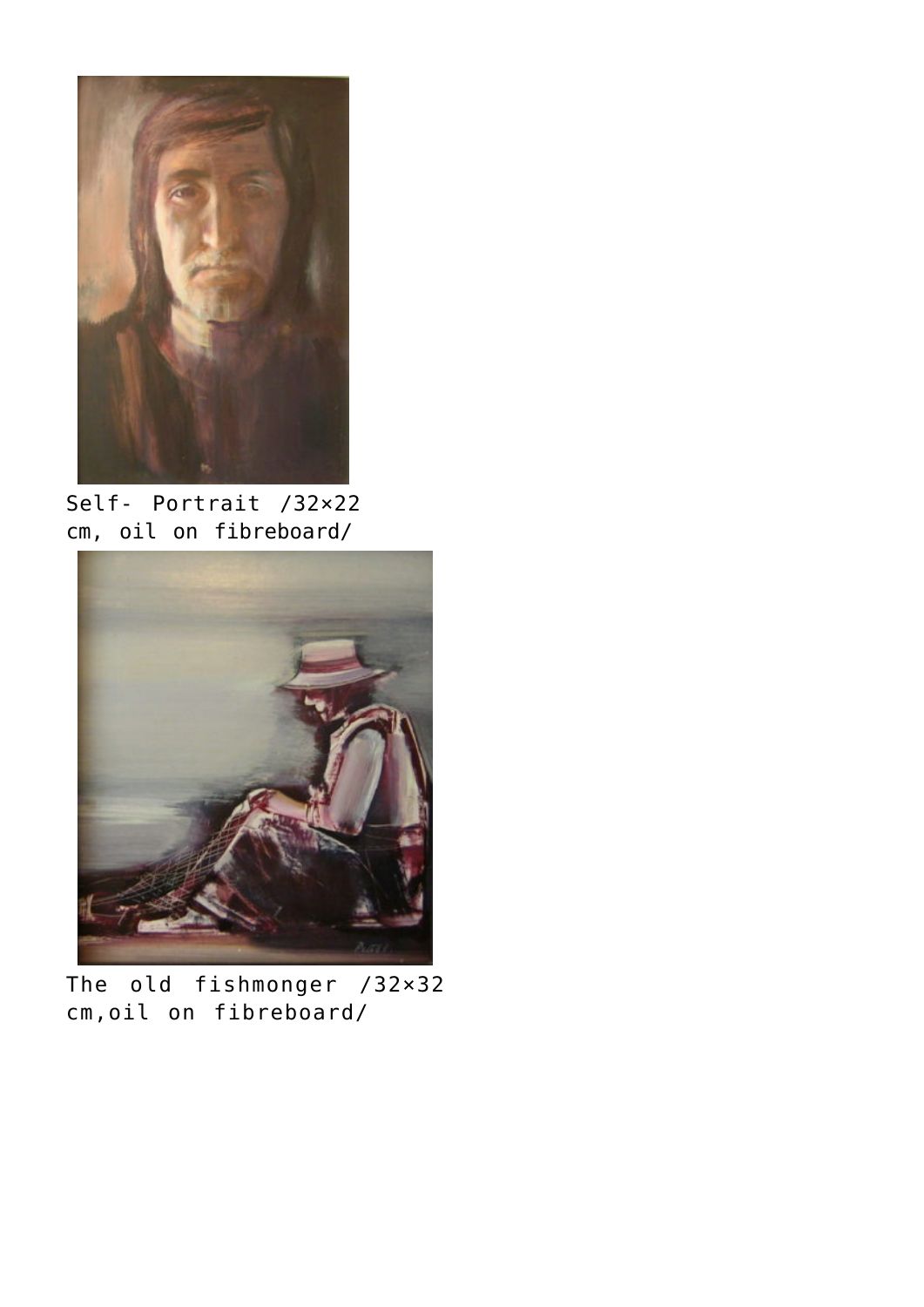Self- Portrait /32×22 cm, oil on fibreboard/

The old fishmonger /32×32 cm,oil on fibreboard/